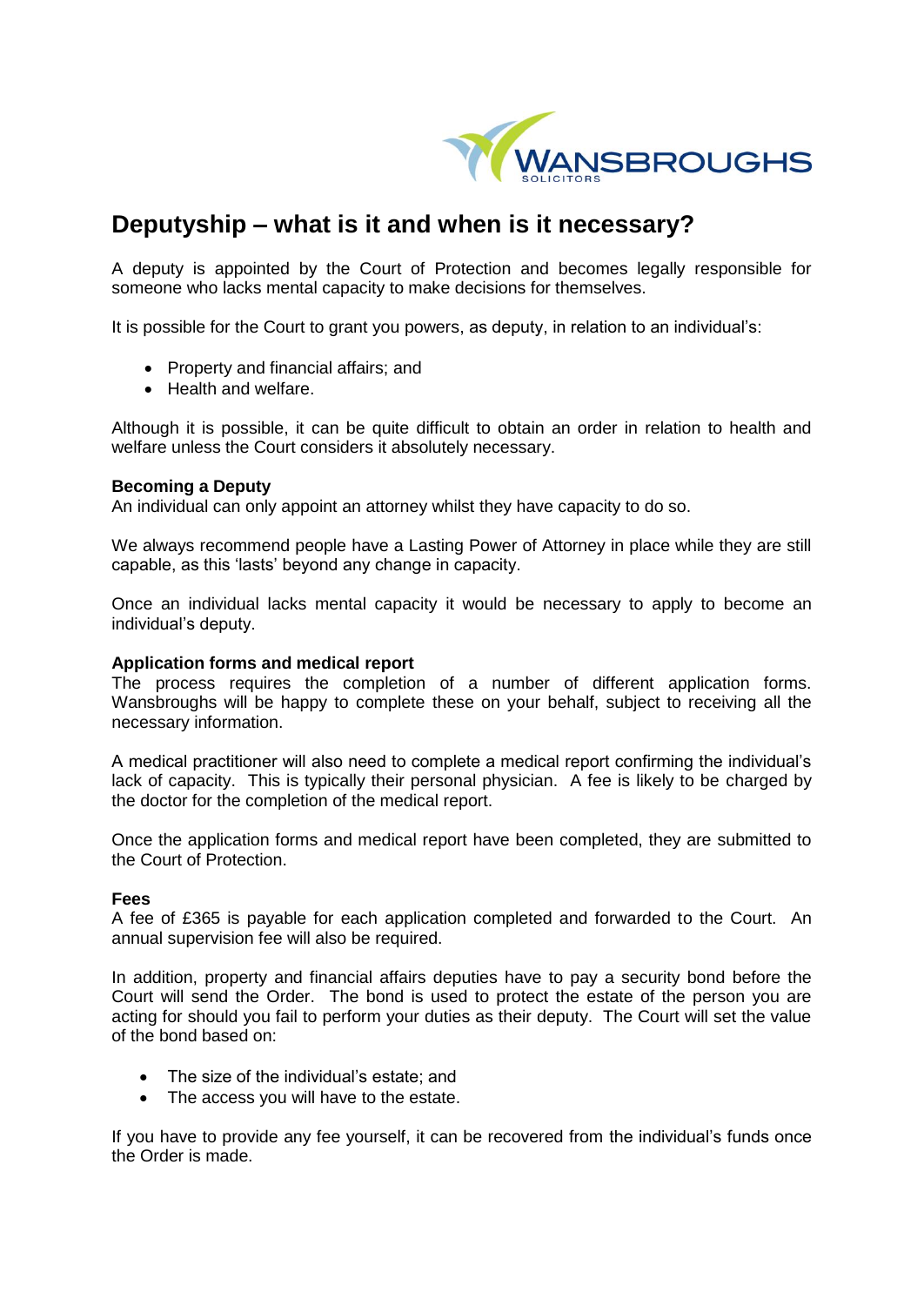# Deputyship – what is it and when is it necessary?

A deputy is appointed by the Court of Protection and becomes legally responsible for someone who lacks mental capacity to make decisions for themselves.

It is possible for the Court to grant you powers, as deputy, in relation to an individual's:

- Property and financial affairs; and
- Health and welfare.

Although it is possible, it can be quite difficult to obtain an order in relation to health and welfare unless the Court considers it absolutely necessary.

**Becoming a Deputy**

An individual can only appoint an attorney whilst they have capacity to do so.

We always recommend people have a Lasting Power of Attorney in place while they are still capable, as this 'lasts' beyond any change in capacity.

Once an individual lacks mental capacity it would be necessary to apply to become an individual's deputy.

**Application forms and medical report**

The process requires the completion of a number of different application forms. Wansbroughs will be happy to complete these on your behalf, subject to receiving all the necessary information.

A medical practitioner will also need to complete a medical report confirming the individual's lack of capacity. This is typically their personal physician. A fee is likely to be charged by the doctor for the completion of the medical report.

Once the application forms and medical report have been completed, they are submitted to the Court of Protection.

**Fees**

A fee of £365 is payable for each application completed and forwarded to the Court. An annual supervision fee will also be required.

In addition, property and financial affairs deputies have to pay a security bond before the Court will send the Order. The bond is used to protect the estate of the person you are acting for should you fail to perform your duties as their deputy. The Court will set the value of the bond based on:

- The size of the individual's estate; and
- The access you will have to the estate.

If you have to provide any fee yourself, it can be recovered from the individual's funds once the Order is made.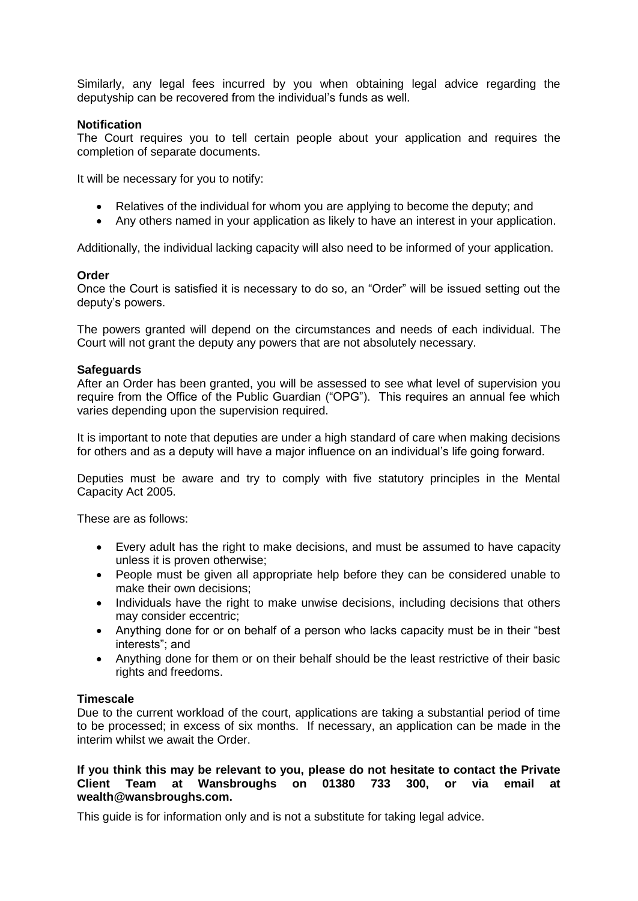Similarly, any legal fees incurred by you when obtaining legal advice regarding the deputyship can be recovered from the individual's funds as well.

**Notification**

The Court requires you to tell certain people about your application and requires the completion of separate documents.

It will be necessary for you to notify:

- Relatives of the individual for whom you are applying to become the deputy; and
- Any others named in your application as likely to have an interest in your application.

Additionally, the individual lacking capacity will also need to be informed of your application.

**Order**

Once the Court is satisfied it is necessary to do so, an "Order" will be issued setting out the deputy's powers.

The powers granted will depend on the circumstances and needs of each individual. The Court will not grant the deputy any powers that are not absolutely necessary.

**Safeguards**

After an Order has been granted, you will be assessed to see what level of supervision you require from the Office of the Public Guardian ("OPG"). This requires an annual fee which varies depending upon the supervision required.

It is important to note that deputies are under a high standard of care when making decisions for others and as a deputy will have a major influence on an individual's life going forward.

Deputies must be aware and try to comply with five statutory principles in the Mental Capacity Act 2005.

These are as follows:

- Every adult has the right to make decisions, and must be assumed to have capacity unless it is proven otherwise;
- People must be given all appropriate help before they can be considered unable to make their own decisions;
- Individuals have the right to make unwise decisions, including decisions that others may consider eccentric;
- Anything done for or on behalf of a person who lacks capacity must be in their "best interests"; and
- Anything done for them or on their behalf should be the least restrictive of their basic rights and freedoms.

**Timescale**

Due to the current workload of the court, applications are taking a substantial period of time to be processed; in excess of six months. If necessary, an application can be made in the interim whilst we await the Order.

**If you think this may be relevant to you, please do not hesitate to contact the Private Client Team at Wansbroughs on 01380 733 300, or via email at wealth@wansbroughs.com.**

This guide is for information only and is not a substitute for taking legal advice.